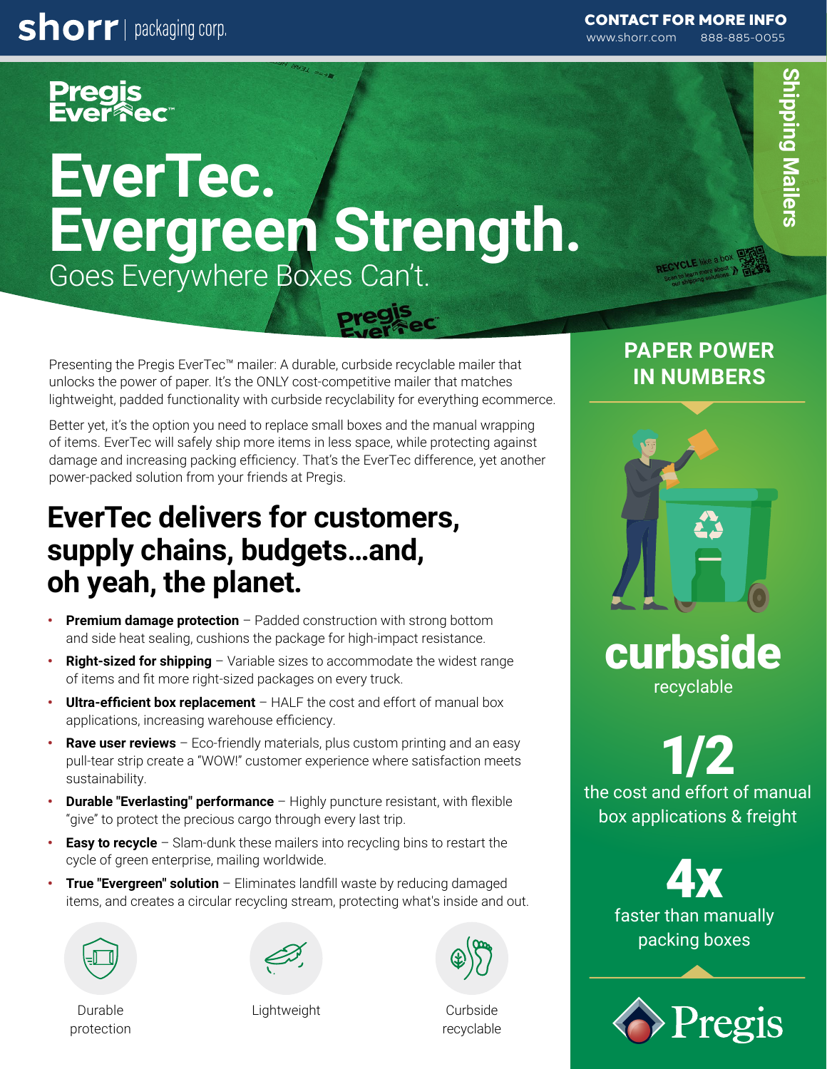shorr | packaging corp.

**CONTACT FOR MORE INFO**
www.shorr.com 888-885-0055

Shipping Mailers

Pregis EverTec™

# EverTec. Evergreen Strength.

## Goes Everywhere Boxes Can't.

Presenting the Pregis EverTec™ mailer: A durable, curbside recyclable mailer that unlocks the power of paper. It's the ONLY cost-competitive mailer that matches lightweight, padded functionality with curbside recyclability for everything ecommerce.

Better yet, it's the option you need to replace small boxes and the manual wrapping of items. EverTec will safely ship more items in less space, while protecting against damage and increasing packing efficiency. That's the EverTec difference, yet another power-packed solution from your friends at Pregis.

## EverTec delivers for customers, supply chains, budgets…and, oh yeah, the planet.

- **Premium damage protection** – Padded construction with strong bottom and side heat sealing, cushions the package for high-impact resistance.
- **Right-sized for shipping** – Variable sizes to accommodate the widest range of items and fit more right-sized packages on every truck.
- **Ultra-efficient box replacement** – HALF the cost and effort of manual box applications, increasing warehouse efficiency.
- **Rave user reviews** – Eco-friendly materials, plus custom printing and an easy pull-tear strip create a "WOW!" customer experience where satisfaction meets sustainability.
- **Durable "Everlasting" performance** – Highly puncture resistant, with flexible "give" to protect the precious cargo through every last trip.
- **Easy to recycle** – Slam-dunk these mailers into recycling bins to restart the cycle of green enterprise, mailing worldwide.
- **True "Evergreen" solution** – Eliminates landfill waste by reducing damaged items, and creates a circular recycling stream, protecting what's inside and out.

Durable protection | Lightweight | Curbside recyclable

## PAPER POWER IN NUMBERS

**curbside**
recyclable

**1/2**
the cost and effort of manual box applications & freight

**4x**
faster than manually packing boxes

Pregis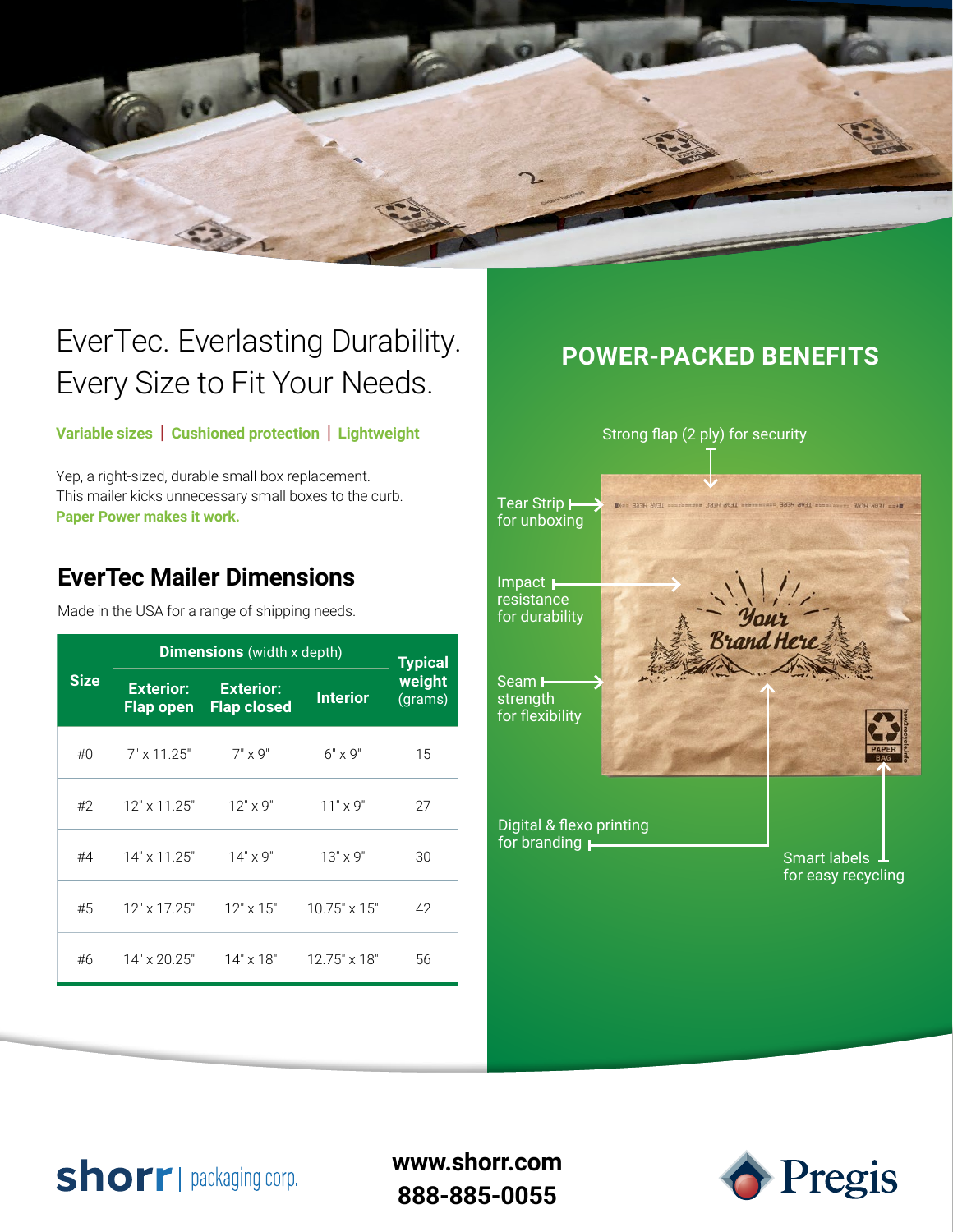# EverTec. Everlasting Durability. Every Size to Fit Your Needs.

**Variable sizes | Cushioned protection | Lightweight**

Yep, a right-sized, durable small box replacement. This mailer kicks unnecessary small boxes to the curb. **Paper Power makes it work.**

## EverTec Mailer Dimensions

Made in the USA for a range of shipping needs.

| Size | Dimensions (width x depth) | | | Typical weight (grams) |
|---|---|---|---|---|
| | Exterior: Flap open | Exterior: Flap closed | Interior | |
| #0 | 7" x 11.25" | 7" x 9" | 6" x 9" | 15 |
| #2 | 12" x 11.25" | 12" x 9" | 11" x 9" | 27 |
| #4 | 14" x 11.25" | 14" x 9" | 13" x 9" | 30 |
| #5 | 12" x 17.25" | 12" x 15" | 10.75" x 15" | 42 |
| #6 | 14" x 20.25" | 14" x 18" | 12.75" x 18" | 56 |

## POWER-PACKED BENEFITS

- Strong flap (2 ply) for security
- Tear Strip for unboxing
- Impact resistance for durability
- Seam strength for flexibility
- Digital & flexo printing for branding
- Smart labels for easy recycling

shorr | packaging corp.

**www.shorr.com**
**888-885-0055**

Pregis